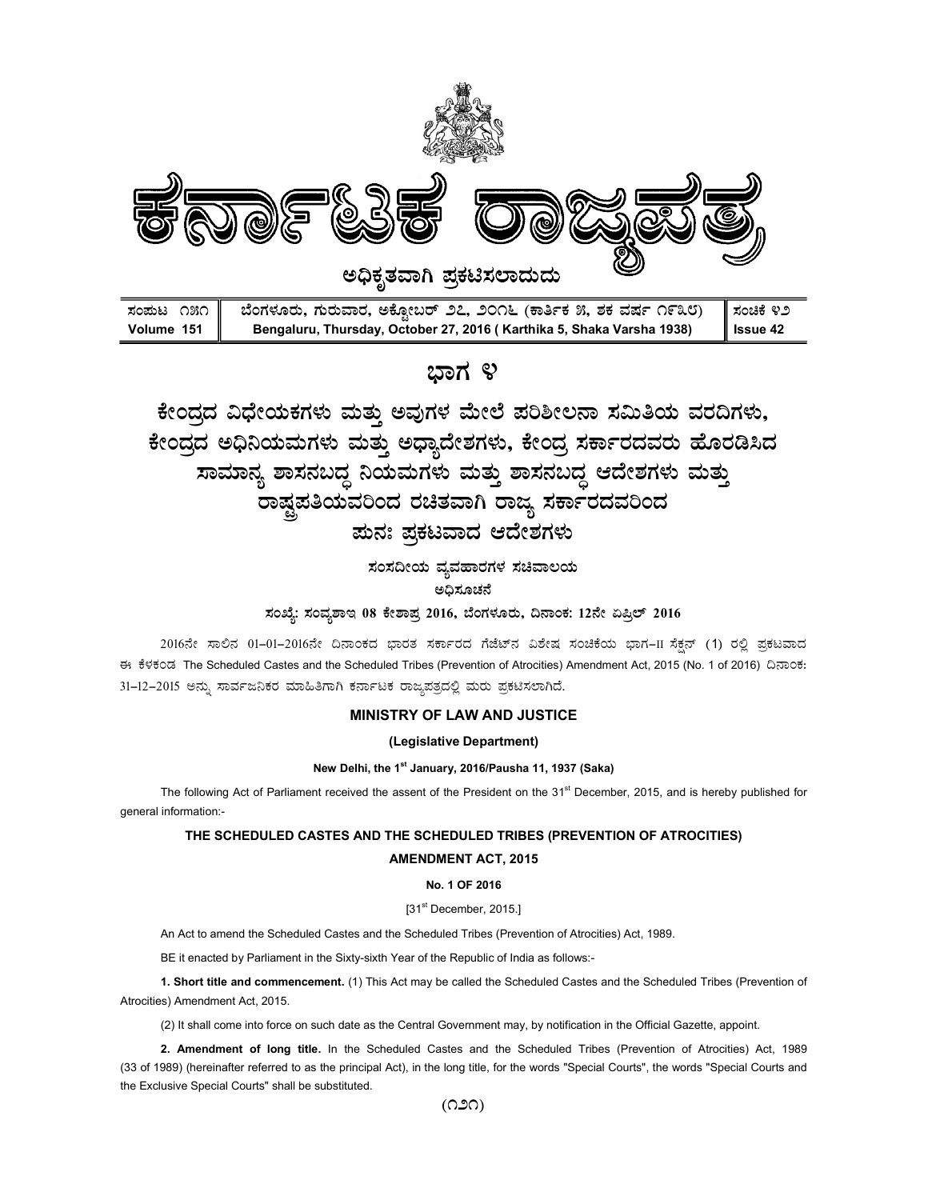# ಕರ್ನಾಟಕ ರಾಜ್ಯಪತ್ರ

**ಅಧಿಕೃತವಾಗಿ ಪ್ರಕಟಿಸಲಾದುದು**

| ಸಂಪುಟ ೧೫೧ Volume 151 | ಬೆಂಗಳೂರು, ಗುರುವಾರ, ಅಕ್ಟೋಬರ್ ೨೭, ೨೦೧೬ (ಕಾರ್ತಿಕ ೫, ಶಕ ವರ್ಷ ೧೯೩೮) Bengaluru, Thursday, October 27, 2016 ( Karthika 5, Shaka Varsha 1938) | ಸಂಚಿಕೆ ೪೨ Issue 42 |
|---|---|---|

## ಭಾಗ ೪

## ಕೇಂದ್ರದ ವಿಧೇಯಕಗಳು ಮತ್ತು ಅವುಗಳ ಮೇಲೆ ಪರಿಶೀಲನಾ ಸಮಿತಿಯ ವರದಿಗಳು, ಕೇಂದ್ರದ ಅಧಿನಿಯಮಗಳು ಮತ್ತು ಅಧ್ಯಾದೇಶಗಳು, ಕೇಂದ್ರ ಸರ್ಕಾರದವರು ಹೊರಡಿಸಿದ ಸಾಮಾನ್ಯ ಶಾಸನಬದ್ಧ ನಿಯಮಗಳು ಮತ್ತು ಶಾಸನಬದ್ಧ ಆದೇಶಗಳು ಮತ್ತು ರಾಷ್ಟ್ರಪತಿಯವರಿಂದ ರಚಿತವಾಗಿ ರಾಜ್ಯ ಸರ್ಕಾರದವರಿಂದ ಪುನಃ ಪ್ರಕಟವಾದ ಆದೇಶಗಳು

**ಸಂಸದೀಯ ವ್ಯವಹಾರಗಳ ಸಚಿವಾಲಯ**

**ಅಧಿಸೂಚನೆ**

**ಸಂಖ್ಯೆ: ಸಂವ್ಯಶಾಇ 08 ಕೇಶಾಪ್ರ 2016, ಬೆಂಗಳೂರು, ದಿನಾಂಕ: 12ನೇ ಏಪ್ರಿಲ್ 2016**

2016ನೇ ಸಾಲಿನ 01-01-2016ನೇ ದಿನಾಂಕದ ಭಾರತ ಸರ್ಕಾರದ ಗೆಜೆಟ್‌ನ ವಿಶೇಷ ಸಂಚಿಕೆಯ ಭಾಗ-II ಸೆಕ್ಷನ್ (1) ರಲ್ಲಿ ಪ್ರಕಟವಾದ ಈ ಕೆಳಕಂಡ The Scheduled Castes and the Scheduled Tribes (Prevention of Atrocities) Amendment Act, 2015 (No. 1 of 2016) ದಿನಾಂಕ: 31-12-2015 ಅನ್ನು ಸಾರ್ವಜನಿಕರ ಮಾಹಿತಿಗಾಗಿ ಕರ್ನಾಟಕ ರಾಜ್ಯಪತ್ರದಲ್ಲಿ ಮರು ಪ್ರಕಟಿಸಲಾಗಿದೆ.

**MINISTRY OF LAW AND JUSTICE**

**(Legislative Department)**

**New Delhi, the 1st January, 2016/Pausha 11, 1937 (Saka)**

The following Act of Parliament received the assent of the President on the 31st December, 2015, and is hereby published for general information:-

**THE SCHEDULED CASTES AND THE SCHEDULED TRIBES (PREVENTION OF ATROCITIES) AMENDMENT ACT, 2015**

**No. 1 OF 2016**

[31st December, 2015.]

An Act to amend the Scheduled Castes and the Scheduled Tribes (Prevention of Atrocities) Act, 1989.

BE it enacted by Parliament in the Sixty-sixth Year of the Republic of India as follows:-

**1. Short title and commencement.** (1) This Act may be called the Scheduled Castes and the Scheduled Tribes (Prevention of Atrocities) Amendment Act, 2015.

(2) It shall come into force on such date as the Central Government may, by notification in the Official Gazette, appoint.

**2. Amendment of long title.** In the Scheduled Castes and the Scheduled Tribes (Prevention of Atrocities) Act, 1989 (33 of 1989) (hereinafter referred to as the principal Act), in the long title, for the words "Special Courts", the words "Special Courts and the Exclusive Special Courts" shall be substituted.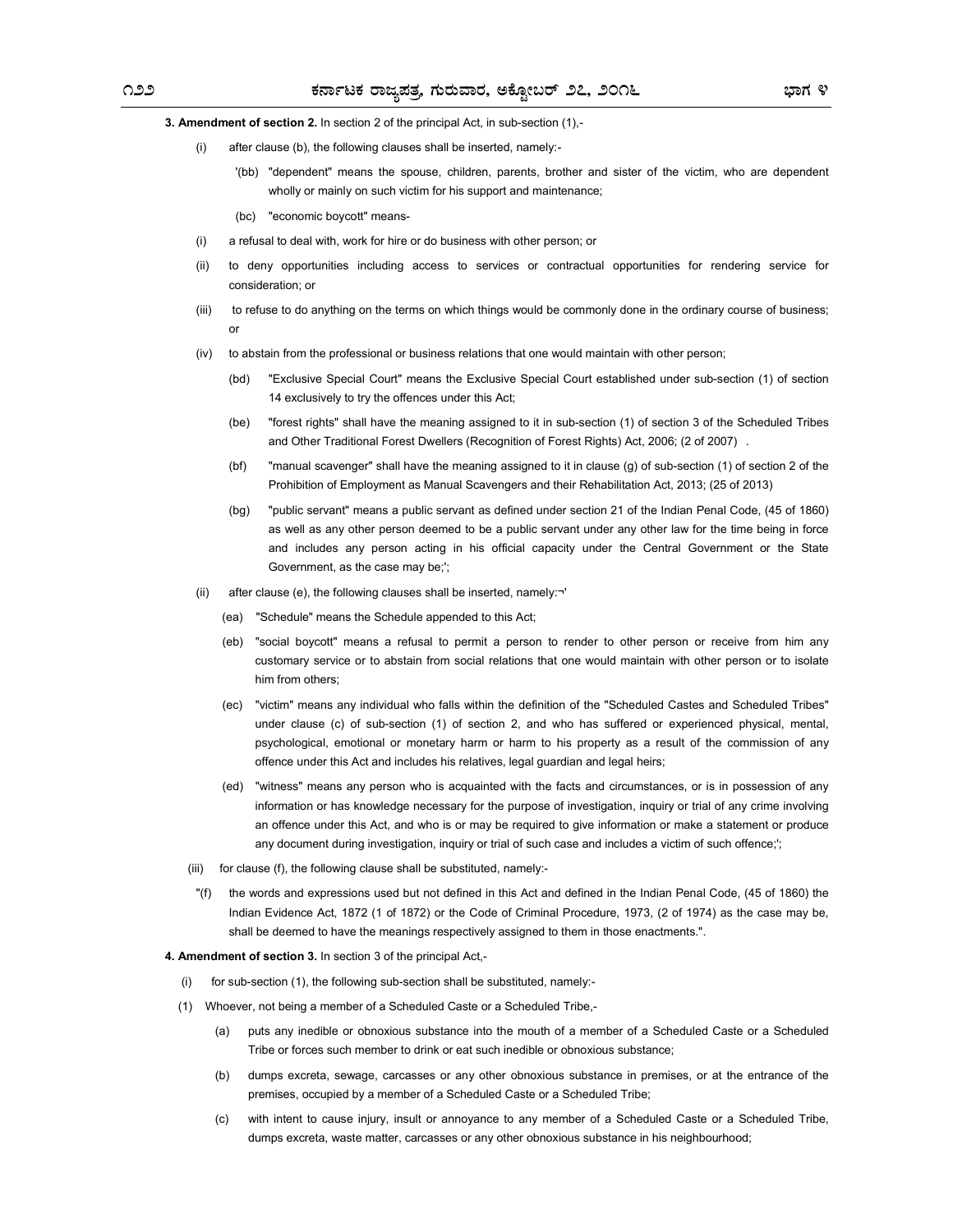**3. Amendment of section 2.** In section 2 of the principal Act, in sub-section (1),-

(i) after clause (b), the following clauses shall be inserted, namely:-

'(bb) "dependent" means the spouse, children, parents, brother and sister of the victim, who are dependent wholly or mainly on such victim for his support and maintenance;

(bc) "economic boycott" means-

(i) a refusal to deal with, work for hire or do business with other person; or

(ii) to deny opportunities including access to services or contractual opportunities for rendering service for consideration; or

(iii) to refuse to do anything on the terms on which things would be commonly done in the ordinary course of business; or

(iv) to abstain from the professional or business relations that one would maintain with other person;

(bd) "Exclusive Special Court" means the Exclusive Special Court established under sub-section (1) of section 14 exclusively to try the offences under this Act;

(be) "forest rights" shall have the meaning assigned to it in sub-section (1) of section 3 of the Scheduled Tribes and Other Traditional Forest Dwellers (Recognition of Forest Rights) Act, 2006; (2 of 2007) .

(bf) "manual scavenger" shall have the meaning assigned to it in clause (g) of sub-section (1) of section 2 of the Prohibition of Employment as Manual Scavengers and their Rehabilitation Act, 2013; (25 of 2013)

(bg) "public servant" means a public servant as defined under section 21 of the Indian Penal Code, (45 of 1860) as well as any other person deemed to be a public servant under any other law for the time being in force and includes any person acting in his official capacity under the Central Government or the State Government, as the case may be;';

(ii) after clause (e), the following clauses shall be inserted, namely:¬'

(ea) "Schedule" means the Schedule appended to this Act;

(eb) "social boycott" means a refusal to permit a person to render to other person or receive from him any customary service or to abstain from social relations that one would maintain with other person or to isolate him from others;

(ec) "victim" means any individual who falls within the definition of the "Scheduled Castes and Scheduled Tribes" under clause (c) of sub-section (1) of section 2, and who has suffered or experienced physical, mental, psychological, emotional or monetary harm or harm to his property as a result of the commission of any offence under this Act and includes his relatives, legal guardian and legal heirs;

(ed) "witness" means any person who is acquainted with the facts and circumstances, or is in possession of any information or has knowledge necessary for the purpose of investigation, inquiry or trial of any crime involving an offence under this Act, and who is or may be required to give information or make a statement or produce any document during investigation, inquiry or trial of such case and includes a victim of such offence;';

(iii) for clause (f), the following clause shall be substituted, namely:-

"(f) the words and expressions used but not defined in this Act and defined in the Indian Penal Code, (45 of 1860) the Indian Evidence Act, 1872 (1 of 1872) or the Code of Criminal Procedure, 1973, (2 of 1974) as the case may be, shall be deemed to have the meanings respectively assigned to them in those enactments.".

**4. Amendment of section 3.** In section 3 of the principal Act,-

(i) for sub-section (1), the following sub-section shall be substituted, namely:-

(1) Whoever, not being a member of a Scheduled Caste or a Scheduled Tribe,-

(a) puts any inedible or obnoxious substance into the mouth of a member of a Scheduled Caste or a Scheduled Tribe or forces such member to drink or eat such inedible or obnoxious substance;

(b) dumps excreta, sewage, carcasses or any other obnoxious substance in premises, or at the entrance of the premises, occupied by a member of a Scheduled Caste or a Scheduled Tribe;

(c) with intent to cause injury, insult or annoyance to any member of a Scheduled Caste or a Scheduled Tribe, dumps excreta, waste matter, carcasses or any other obnoxious substance in his neighbourhood;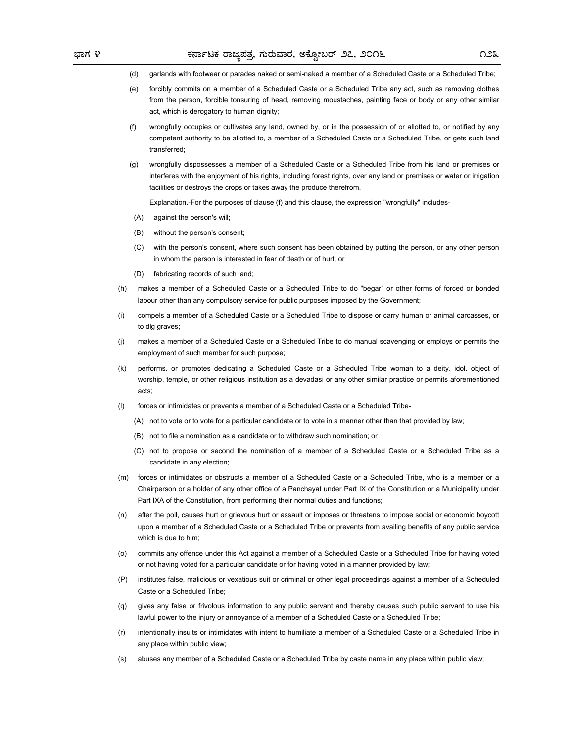(d) garlands with footwear or parades naked or semi-naked a member of a Scheduled Caste or a Scheduled Tribe;

(e) forcibly commits on a member of a Scheduled Caste or a Scheduled Tribe any act, such as removing clothes from the person, forcible tonsuring of head, removing moustaches, painting face or body or any other similar act, which is derogatory to human dignity;

(f) wrongfully occupies or cultivates any land, owned by, or in the possession of or allotted to, or notified by any competent authority to be allotted to, a member of a Scheduled Caste or a Scheduled Tribe, or gets such land transferred;

(g) wrongfully dispossesses a member of a Scheduled Caste or a Scheduled Tribe from his land or premises or interferes with the enjoyment of his rights, including forest rights, over any land or premises or water or irrigation facilities or destroys the crops or takes away the produce therefrom.

Explanation.-For the purposes of clause (f) and this clause, the expression "wrongfully" includes-

(A) against the person's will;

(B) without the person's consent;

(C) with the person's consent, where such consent has been obtained by putting the person, or any other person in whom the person is interested in fear of death or of hurt; or

(D) fabricating records of such land;

(h) makes a member of a Scheduled Caste or a Scheduled Tribe to do "begar" or other forms of forced or bonded labour other than any compulsory service for public purposes imposed by the Government;

(i) compels a member of a Scheduled Caste or a Scheduled Tribe to dispose or carry human or animal carcasses, or to dig graves;

(j) makes a member of a Scheduled Caste or a Scheduled Tribe to do manual scavenging or employs or permits the employment of such member for such purpose;

(k) performs, or promotes dedicating a Scheduled Caste or a Scheduled Tribe woman to a deity, idol, object of worship, temple, or other religious institution as a devadasi or any other similar practice or permits aforementioned acts;

(l) forces or intimidates or prevents a member of a Scheduled Caste or a Scheduled Tribe-

(A) not to vote or to vote for a particular candidate or to vote in a manner other than that provided by law;

(B) not to file a nomination as a candidate or to withdraw such nomination; or

(C) not to propose or second the nomination of a member of a Scheduled Caste or a Scheduled Tribe as a candidate in any election;

(m) forces or intimidates or obstructs a member of a Scheduled Caste or a Scheduled Tribe, who is a member or a Chairperson or a holder of any other office of a Panchayat under Part IX of the Constitution or a Municipality under Part IXA of the Constitution, from performing their normal duties and functions;

(n) after the poll, causes hurt or grievous hurt or assault or imposes or threatens to impose social or economic boycott upon a member of a Scheduled Caste or a Scheduled Tribe or prevents from availing benefits of any public service which is due to him;

(o) commits any offence under this Act against a member of a Scheduled Caste or a Scheduled Tribe for having voted or not having voted for a particular candidate or for having voted in a manner provided by law;

(P) institutes false, malicious or vexatious suit or criminal or other legal proceedings against a member of a Scheduled Caste or a Scheduled Tribe;

(q) gives any false or frivolous information to any public servant and thereby causes such public servant to use his lawful power to the injury or annoyance of a member of a Scheduled Caste or a Scheduled Tribe;

(r) intentionally insults or intimidates with intent to humiliate a member of a Scheduled Caste or a Scheduled Tribe in any place within public view;

(s) abuses any member of a Scheduled Caste or a Scheduled Tribe by caste name in any place within public view;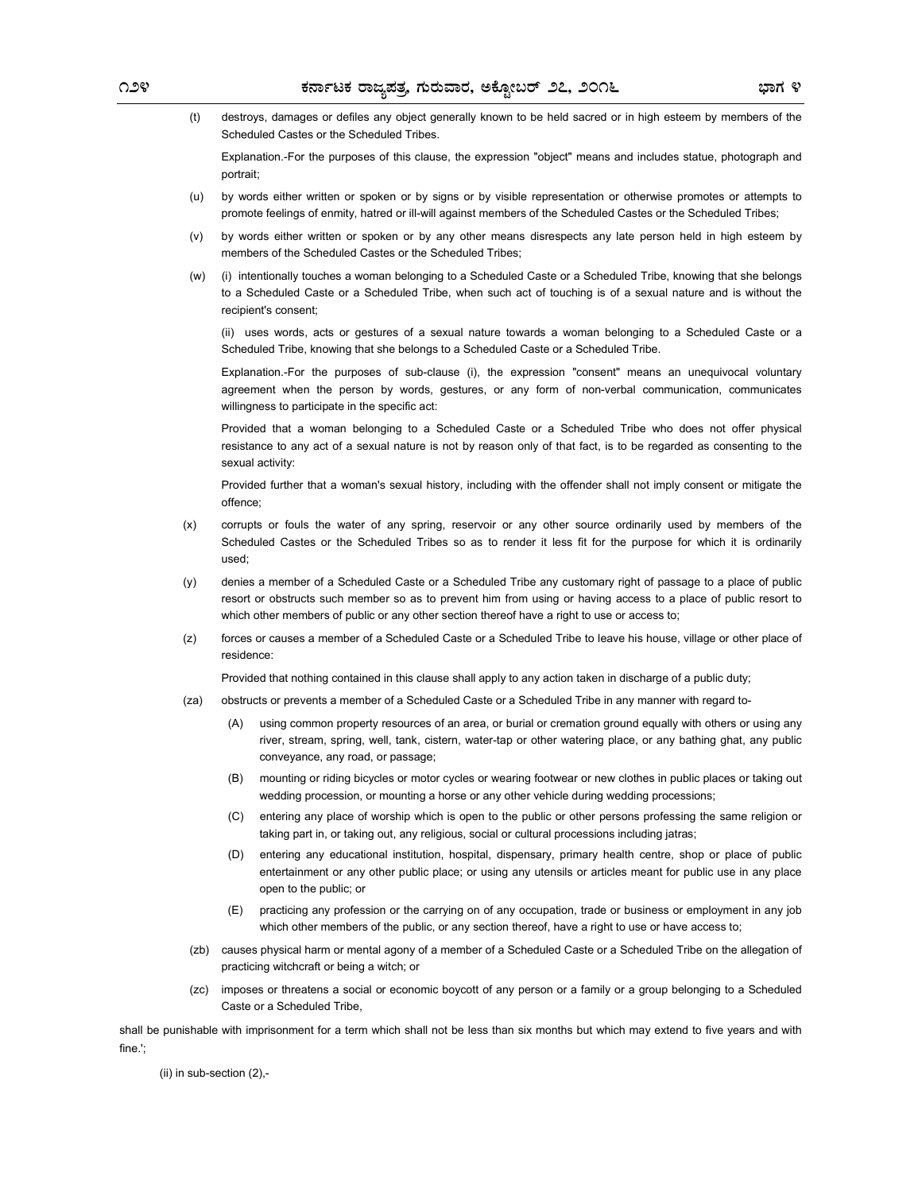(t) destroys, damages or defiles any object generally known to be held sacred or in high esteem by members of the Scheduled Castes or the Scheduled Tribes.

Explanation.-For the purposes of this clause, the expression "object" means and includes statue, photograph and portrait;

(u) by words either written or spoken or by signs or by visible representation or otherwise promotes or attempts to promote feelings of enmity, hatred or ill-will against members of the Scheduled Castes or the Scheduled Tribes;

(v) by words either written or spoken or by any other means disrespects any late person held in high esteem by members of the Scheduled Castes or the Scheduled Tribes;

(w) (i) intentionally touches a woman belonging to a Scheduled Caste or a Scheduled Tribe, knowing that she belongs to a Scheduled Caste or a Scheduled Tribe, when such act of touching is of a sexual nature and is without the recipient's consent;

(ii) uses words, acts or gestures of a sexual nature towards a woman belonging to a Scheduled Caste or a Scheduled Tribe, knowing that she belongs to a Scheduled Caste or a Scheduled Tribe.

Explanation.-For the purposes of sub-clause (i), the expression "consent" means an unequivocal voluntary agreement when the person by words, gestures, or any form of non-verbal communication, communicates willingness to participate in the specific act:

Provided that a woman belonging to a Scheduled Caste or a Scheduled Tribe who does not offer physical resistance to any act of a sexual nature is not by reason only of that fact, is to be regarded as consenting to the sexual activity:

Provided further that a woman's sexual history, including with the offender shall not imply consent or mitigate the offence;

(x) corrupts or fouls the water of any spring, reservoir or any other source ordinarily used by members of the Scheduled Castes or the Scheduled Tribes so as to render it less fit for the purpose for which it is ordinarily used;

(y) denies a member of a Scheduled Caste or a Scheduled Tribe any customary right of passage to a place of public resort or obstructs such member so as to prevent him from using or having access to a place of public resort to which other members of public or any other section thereof have a right to use or access to;

(z) forces or causes a member of a Scheduled Caste or a Scheduled Tribe to leave his house, village or other place of residence:

Provided that nothing contained in this clause shall apply to any action taken in discharge of a public duty;

(za) obstructs or prevents a member of a Scheduled Caste or a Scheduled Tribe in any manner with regard to-

(A) using common property resources of an area, or burial or cremation ground equally with others or using any river, stream, spring, well, tank, cistern, water-tap or other watering place, or any bathing ghat, any public conveyance, any road, or passage;

(B) mounting or riding bicycles or motor cycles or wearing footwear or new clothes in public places or taking out wedding procession, or mounting a horse or any other vehicle during wedding processions;

(C) entering any place of worship which is open to the public or other persons professing the same religion or taking part in, or taking out, any religious, social or cultural processions including jatras;

(D) entering any educational institution, hospital, dispensary, primary health centre, shop or place of public entertainment or any other public place; or using any utensils or articles meant for public use in any place open to the public; or

(E) practicing any profession or the carrying on of any occupation, trade or business or employment in any job which other members of the public, or any section thereof, have a right to use or have access to;

(zb) causes physical harm or mental agony of a member of a Scheduled Caste or a Scheduled Tribe on the allegation of practicing witchcraft or being a witch; or

(zc) imposes or threatens a social or economic boycott of any person or a family or a group belonging to a Scheduled Caste or a Scheduled Tribe,

shall be punishable with imprisonment for a term which shall not be less than six months but which may extend to five years and with fine.';

(ii) in sub-section (2),-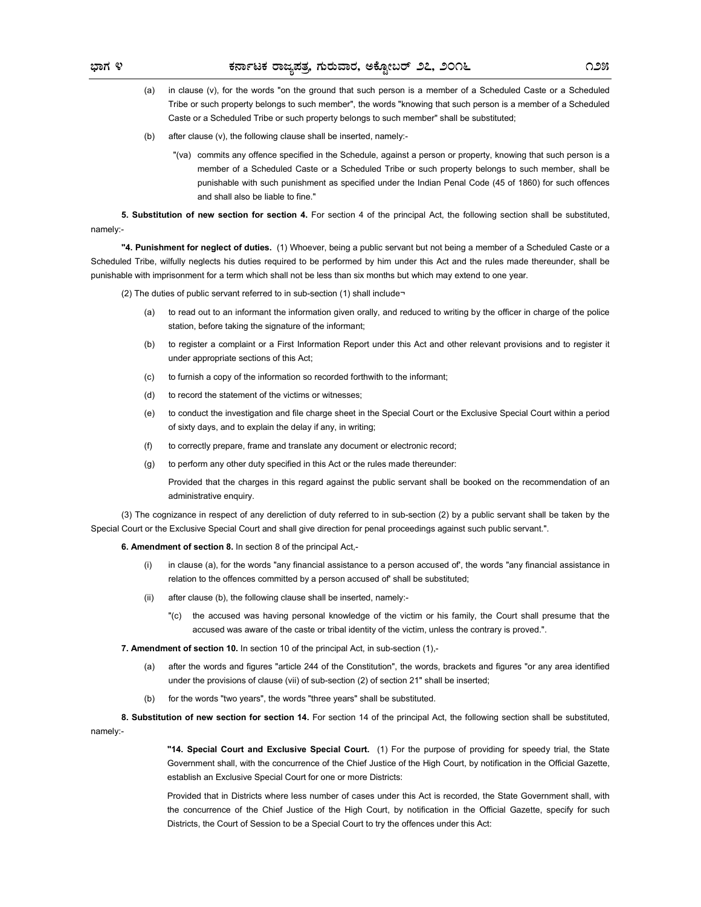(a) in clause (v), for the words "on the ground that such person is a member of a Scheduled Caste or a Scheduled Tribe or such property belongs to such member", the words "knowing that such person is a member of a Scheduled Caste or a Scheduled Tribe or such property belongs to such member" shall be substituted;

(b) after clause (v), the following clause shall be inserted, namely:-

"(va) commits any offence specified in the Schedule, against a person or property, knowing that such person is a member of a Scheduled Caste or a Scheduled Tribe or such property belongs to such member, shall be punishable with such punishment as specified under the Indian Penal Code (45 of 1860) for such offences and shall also be liable to fine."

**5. Substitution of new section for section 4.** For section 4 of the principal Act, the following section shall be substituted, namely:-

**"4. Punishment for neglect of duties.** (1) Whoever, being a public servant but not being a member of a Scheduled Caste or a Scheduled Tribe, wilfully neglects his duties required to be performed by him under this Act and the rules made thereunder, shall be punishable with imprisonment for a term which shall not be less than six months but which may extend to one year.

(2) The duties of public servant referred to in sub-section (1) shall include¬

(a) to read out to an informant the information given orally, and reduced to writing by the officer in charge of the police station, before taking the signature of the informant;

(b) to register a complaint or a First Information Report under this Act and other relevant provisions and to register it under appropriate sections of this Act;

(c) to furnish a copy of the information so recorded forthwith to the informant;

(d) to record the statement of the victims or witnesses;

(e) to conduct the investigation and file charge sheet in the Special Court or the Exclusive Special Court within a period of sixty days, and to explain the delay if any, in writing;

(f) to correctly prepare, frame and translate any document or electronic record;

(g) to perform any other duty specified in this Act or the rules made thereunder:

Provided that the charges in this regard against the public servant shall be booked on the recommendation of an administrative enquiry.

(3) The cognizance in respect of any dereliction of duty referred to in sub-section (2) by a public servant shall be taken by the Special Court or the Exclusive Special Court and shall give direction for penal proceedings against such public servant.".

**6. Amendment of section 8.** In section 8 of the principal Act,-

(i) in clause (a), for the words "any financial assistance to a person accused of', the words "any financial assistance in relation to the offences committed by a person accused of' shall be substituted;

(ii) after clause (b), the following clause shall be inserted, namely:-

"(c) the accused was having personal knowledge of the victim or his family, the Court shall presume that the accused was aware of the caste or tribal identity of the victim, unless the contrary is proved.".

**7. Amendment of section 10.** In section 10 of the principal Act, in sub-section (1),-

(a) after the words and figures "article 244 of the Constitution", the words, brackets and figures "or any area identified under the provisions of clause (vii) of sub-section (2) of section 21" shall be inserted;

(b) for the words "two years", the words "three years" shall be substituted.

**8. Substitution of new section for section 14.** For section 14 of the principal Act, the following section shall be substituted, namely:-

**"14. Special Court and Exclusive Special Court.** (1) For the purpose of providing for speedy trial, the State Government shall, with the concurrence of the Chief Justice of the High Court, by notification in the Official Gazette, establish an Exclusive Special Court for one or more Districts:

Provided that in Districts where less number of cases under this Act is recorded, the State Government shall, with the concurrence of the Chief Justice of the High Court, by notification in the Official Gazette, specify for such Districts, the Court of Session to be a Special Court to try the offences under this Act: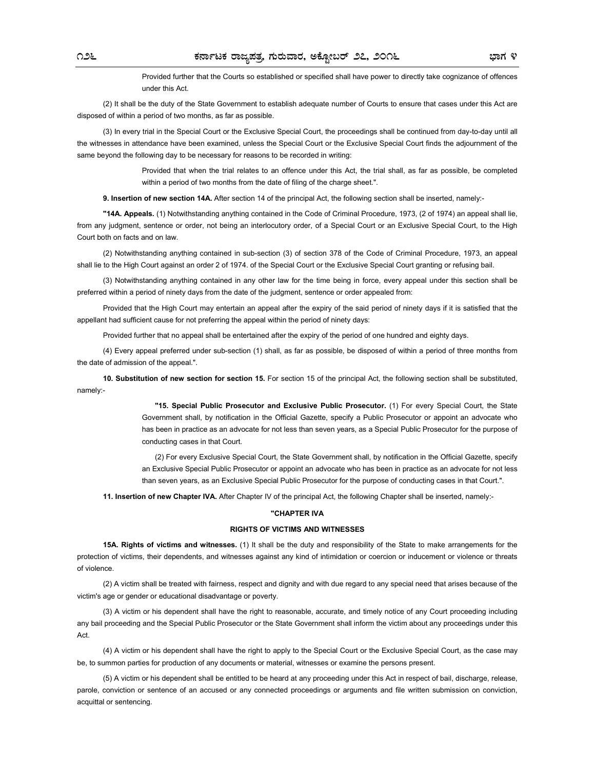Provided further that the Courts so established or specified shall have power to directly take cognizance of offences under this Act.

(2) It shall be the duty of the State Government to establish adequate number of Courts to ensure that cases under this Act are disposed of within a period of two months, as far as possible.

(3) In every trial in the Special Court or the Exclusive Special Court, the proceedings shall be continued from day-to-day until all the witnesses in attendance have been examined, unless the Special Court or the Exclusive Special Court finds the adjournment of the same beyond the following day to be necessary for reasons to be recorded in writing:

Provided that when the trial relates to an offence under this Act, the trial shall, as far as possible, be completed within a period of two months from the date of filing of the charge sheet.".

**9. Insertion of new section 14A.** After section 14 of the principal Act, the following section shall be inserted, namely:-

**"14A. Appeals.** (1) Notwithstanding anything contained in the Code of Criminal Procedure, 1973, (2 of 1974) an appeal shall lie, from any judgment, sentence or order, not being an interlocutory order, of a Special Court or an Exclusive Special Court, to the High Court both on facts and on law.

(2) Notwithstanding anything contained in sub-section (3) of section 378 of the Code of Criminal Procedure, 1973, an appeal shall lie to the High Court against an order 2 of 1974. of the Special Court or the Exclusive Special Court granting or refusing bail.

(3) Notwithstanding anything contained in any other law for the time being in force, every appeal under this section shall be preferred within a period of ninety days from the date of the judgment, sentence or order appealed from:

Provided that the High Court may entertain an appeal after the expiry of the said period of ninety days if it is satisfied that the appellant had sufficient cause for not preferring the appeal within the period of ninety days:

Provided further that no appeal shall be entertained after the expiry of the period of one hundred and eighty days.

(4) Every appeal preferred under sub-section (1) shall, as far as possible, be disposed of within a period of three months from the date of admission of the appeal.".

**10. Substitution of new section for section 15.** For section 15 of the principal Act, the following section shall be substituted, namely:-

**"15. Special Public Prosecutor and Exclusive Public Prosecutor.** (1) For every Special Court, the State Government shall, by notification in the Official Gazette, specify a Public Prosecutor or appoint an advocate who has been in practice as an advocate for not less than seven years, as a Special Public Prosecutor for the purpose of conducting cases in that Court.

(2) For every Exclusive Special Court, the State Government shall, by notification in the Official Gazette, specify an Exclusive Special Public Prosecutor or appoint an advocate who has been in practice as an advocate for not less than seven years, as an Exclusive Special Public Prosecutor for the purpose of conducting cases in that Court.".

**11. Insertion of new Chapter IVA.** After Chapter IV of the principal Act, the following Chapter shall be inserted, namely:-

**"CHAPTER IVA**

**RIGHTS OF VICTIMS AND WITNESSES**

**15A. Rights of victims and witnesses.** (1) It shall be the duty and responsibility of the State to make arrangements for the protection of victims, their dependents, and witnesses against any kind of intimidation or coercion or inducement or violence or threats of violence.

(2) A victim shall be treated with fairness, respect and dignity and with due regard to any special need that arises because of the victim's age or gender or educational disadvantage or poverty.

(3) A victim or his dependent shall have the right to reasonable, accurate, and timely notice of any Court proceeding including any bail proceeding and the Special Public Prosecutor or the State Government shall inform the victim about any proceedings under this Act.

(4) A victim or his dependent shall have the right to apply to the Special Court or the Exclusive Special Court, as the case may be, to summon parties for production of any documents or material, witnesses or examine the persons present.

(5) A victim or his dependent shall be entitled to be heard at any proceeding under this Act in respect of bail, discharge, release, parole, conviction or sentence of an accused or any connected proceedings or arguments and file written submission on conviction, acquittal or sentencing.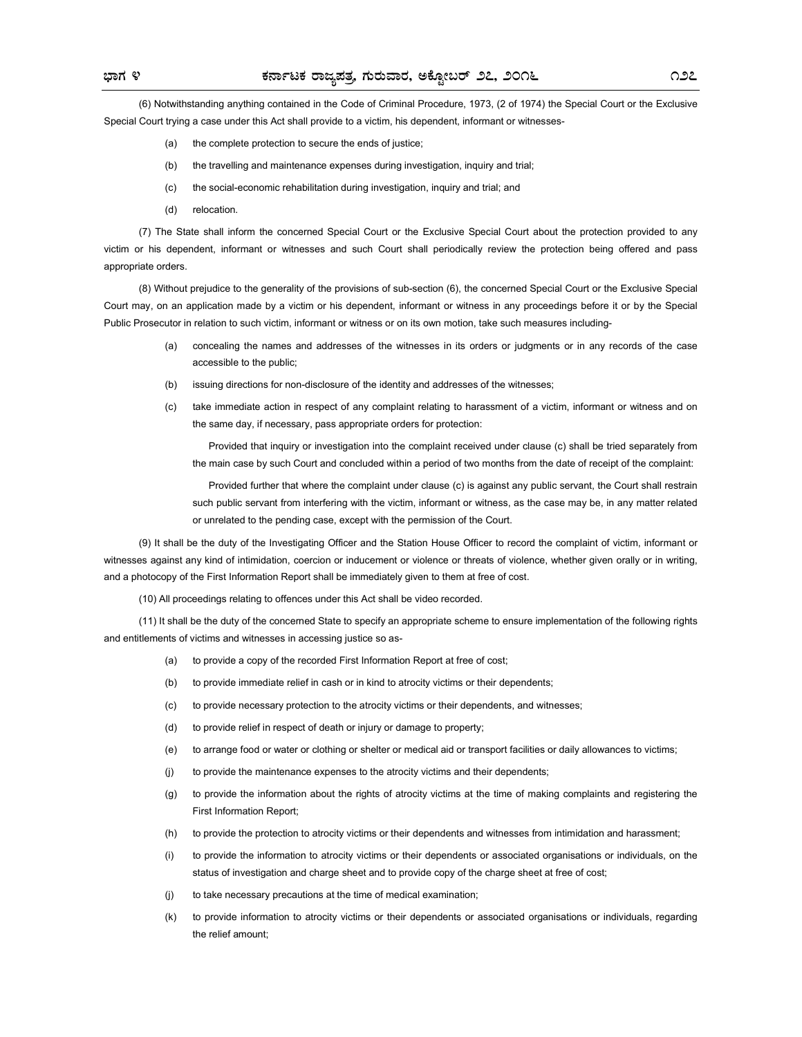(6) Notwithstanding anything contained in the Code of Criminal Procedure, 1973, (2 of 1974) the Special Court or the Exclusive Special Court trying a case under this Act shall provide to a victim, his dependent, informant or witnesses-

- (a) the complete protection to secure the ends of justice;
- (b) the travelling and maintenance expenses during investigation, inquiry and trial;
- (c) the social-economic rehabilitation during investigation, inquiry and trial; and
- (d) relocation.

(7) The State shall inform the concerned Special Court or the Exclusive Special Court about the protection provided to any victim or his dependent, informant or witnesses and such Court shall periodically review the protection being offered and pass appropriate orders.

(8) Without prejudice to the generality of the provisions of sub-section (6), the concerned Special Court or the Exclusive Special Court may, on an application made by a victim or his dependent, informant or witness in any proceedings before it or by the Special Public Prosecutor in relation to such victim, informant or witness or on its own motion, take such measures including-

- (a) concealing the names and addresses of the witnesses in its orders or judgments or in any records of the case accessible to the public;
- (b) issuing directions for non-disclosure of the identity and addresses of the witnesses;
- (c) take immediate action in respect of any complaint relating to harassment of a victim, informant or witness and on the same day, if necessary, pass appropriate orders for protection:

  Provided that inquiry or investigation into the complaint received under clause (c) shall be tried separately from the main case by such Court and concluded within a period of two months from the date of receipt of the complaint:

  Provided further that where the complaint under clause (c) is against any public servant, the Court shall restrain such public servant from interfering with the victim, informant or witness, as the case may be, in any matter related or unrelated to the pending case, except with the permission of the Court.

(9) It shall be the duty of the Investigating Officer and the Station House Officer to record the complaint of victim, informant or witnesses against any kind of intimidation, coercion or inducement or violence or threats of violence, whether given orally or in writing, and a photocopy of the First Information Report shall be immediately given to them at free of cost.

(10) All proceedings relating to offences under this Act shall be video recorded.

(11) It shall be the duty of the concerned State to specify an appropriate scheme to ensure implementation of the following rights and entitlements of victims and witnesses in accessing justice so as-

- (a) to provide a copy of the recorded First Information Report at free of cost;
- (b) to provide immediate relief in cash or in kind to atrocity victims or their dependents;
- (c) to provide necessary protection to the atrocity victims or their dependents, and witnesses;
- (d) to provide relief in respect of death or injury or damage to property;
- (e) to arrange food or water or clothing or shelter or medical aid or transport facilities or daily allowances to victims;
- (j) to provide the maintenance expenses to the atrocity victims and their dependents;
- (g) to provide the information about the rights of atrocity victims at the time of making complaints and registering the First Information Report;
- (h) to provide the protection to atrocity victims or their dependents and witnesses from intimidation and harassment;
- (i) to provide the information to atrocity victims or their dependents or associated organisations or individuals, on the status of investigation and charge sheet and to provide copy of the charge sheet at free of cost;
- (j) to take necessary precautions at the time of medical examination;
- (k) to provide information to atrocity victims or their dependents or associated organisations or individuals, regarding the relief amount;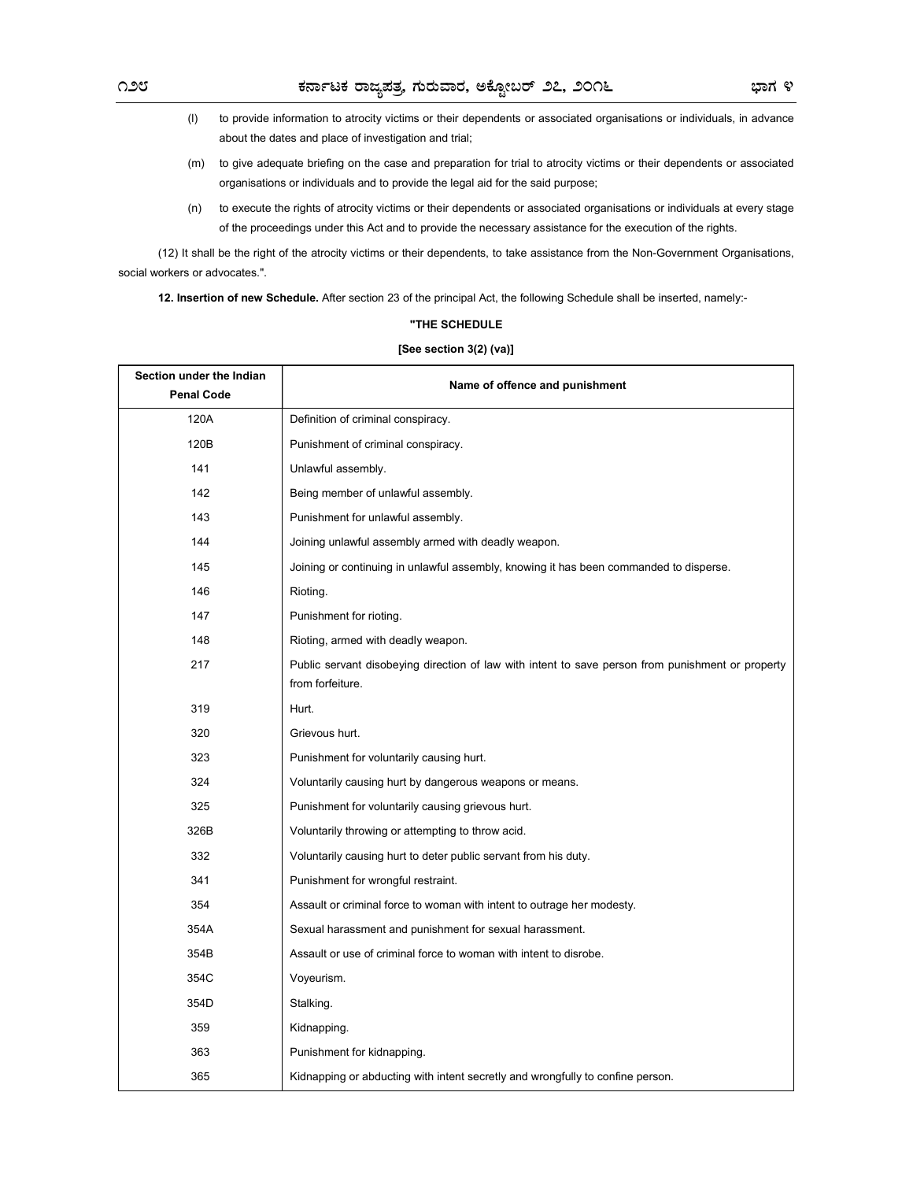(l) to provide information to atrocity victims or their dependents or associated organisations or individuals, in advance about the dates and place of investigation and trial;

(m) to give adequate briefing on the case and preparation for trial to atrocity victims or their dependents or associated organisations or individuals and to provide the legal aid for the said purpose;

(n) to execute the rights of atrocity victims or their dependents or associated organisations or individuals at every stage of the proceedings under this Act and to provide the necessary assistance for the execution of the rights.

(12) It shall be the right of the atrocity victims or their dependents, to take assistance from the Non-Government Organisations, social workers or advocates.".

**12. Insertion of new Schedule.** After section 23 of the principal Act, the following Schedule shall be inserted, namely:-

**"THE SCHEDULE**

**[See section 3(2) (va)]**

| Section under the Indian Penal Code | Name of offence and punishment |
|---|---|
| 120A | Definition of criminal conspiracy. |
| 120B | Punishment of criminal conspiracy. |
| 141 | Unlawful assembly. |
| 142 | Being member of unlawful assembly. |
| 143 | Punishment for unlawful assembly. |
| 144 | Joining unlawful assembly armed with deadly weapon. |
| 145 | Joining or continuing in unlawful assembly, knowing it has been commanded to disperse. |
| 146 | Rioting. |
| 147 | Punishment for rioting. |
| 148 | Rioting, armed with deadly weapon. |
| 217 | Public servant disobeying direction of law with intent to save person from punishment or property from forfeiture. |
| 319 | Hurt. |
| 320 | Grievous hurt. |
| 323 | Punishment for voluntarily causing hurt. |
| 324 | Voluntarily causing hurt by dangerous weapons or means. |
| 325 | Punishment for voluntarily causing grievous hurt. |
| 326B | Voluntarily throwing or attempting to throw acid. |
| 332 | Voluntarily causing hurt to deter public servant from his duty. |
| 341 | Punishment for wrongful restraint. |
| 354 | Assault or criminal force to woman with intent to outrage her modesty. |
| 354A | Sexual harassment and punishment for sexual harassment. |
| 354B | Assault or use of criminal force to woman with intent to disrobe. |
| 354C | Voyeurism. |
| 354D | Stalking. |
| 359 | Kidnapping. |
| 363 | Punishment for kidnapping. |
| 365 | Kidnapping or abducting with intent secretly and wrongfully to confine person. |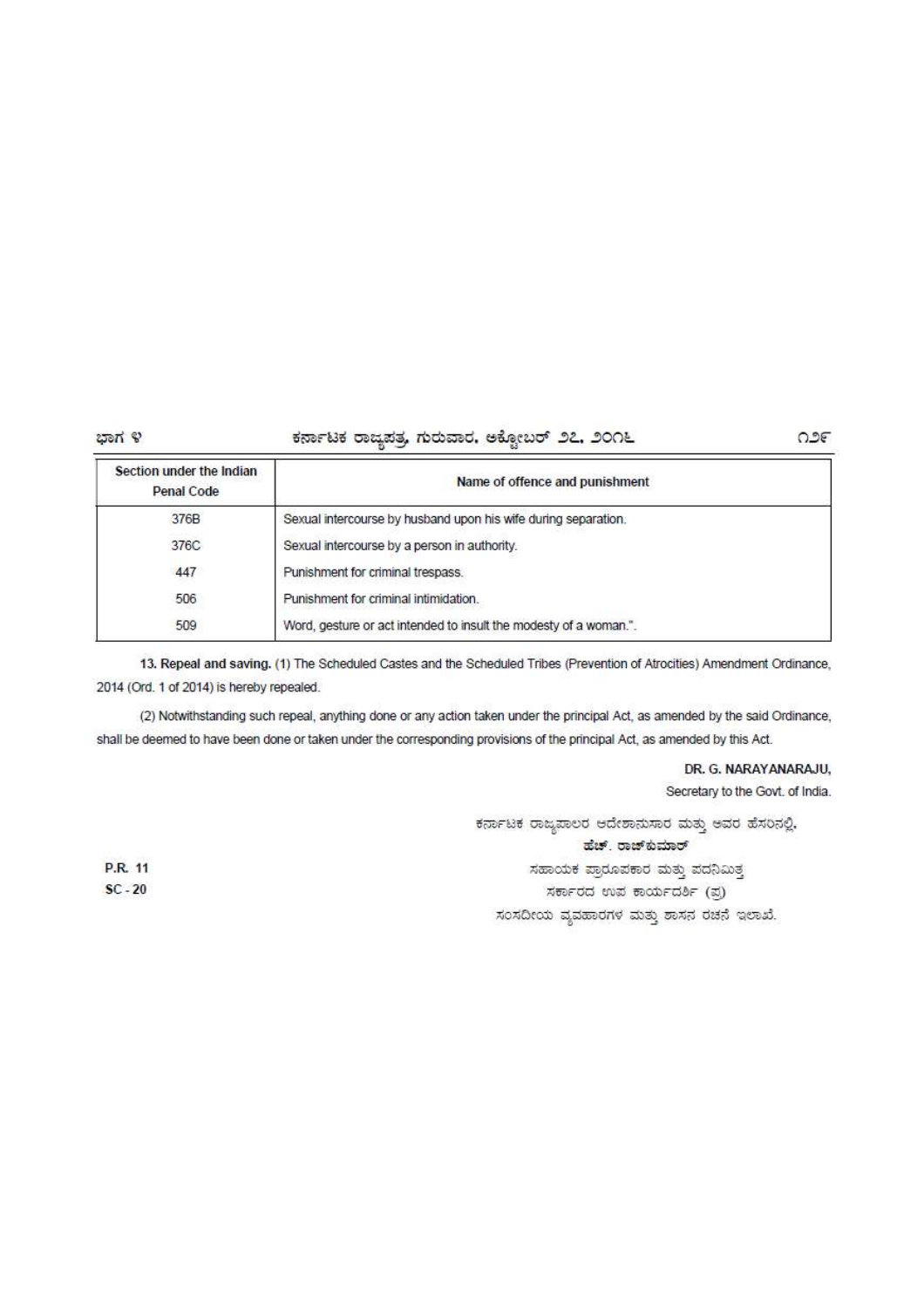| Section under the Indian Penal Code | Name of offence and punishment |
|---|---|
| 376B | Sexual intercourse by husband upon his wife during separation. |
| 376C | Sexual intercourse by a person in authority. |
| 447 | Punishment for criminal trespass. |
| 506 | Punishment for criminal intimidation. |
| 509 | Word, gesture or act intended to insult the modesty of a woman.". |

**13. Repeal and saving.** (1) The Scheduled Castes and the Scheduled Tribes (Prevention of Atrocities) Amendment Ordinance, 2014 (Ord. 1 of 2014) is hereby repealed.

(2) Notwithstanding such repeal, anything done or any action taken under the principal Act, as amended by the said Ordinance, shall be deemed to have been done or taken under the corresponding provisions of the principal Act, as amended by this Act.

**DR. G. NARAYANARAJU,**
Secretary to the Govt. of India.

ಕರ್ನಾಟಕ ರಾಜ್ಯಪಾಲರ ಆದೇಶಾನುಸಾರ ಮತ್ತು ಅವರ ಹೆಸರಿನಲ್ಲಿ,

**ಹೆಚ್. ರಾಜ್‌ಕುಮಾರ್**

ಸಹಾಯಕ ಪ್ರಾರೂಪಕಾರ ಮತ್ತು ಪದನಿಮಿತ್ತ

ಸರ್ಕಾರದ ಉಪ ಕಾರ್ಯದರ್ಶಿ (ಪ್ರ)

ಸಂಸದೀಯ ವ್ಯವಹಾರಗಳ ಮತ್ತು ಶಾಸನ ರಚನೆ ಇಲಾಖೆ.

**P.R. 11**
**SC - 20**